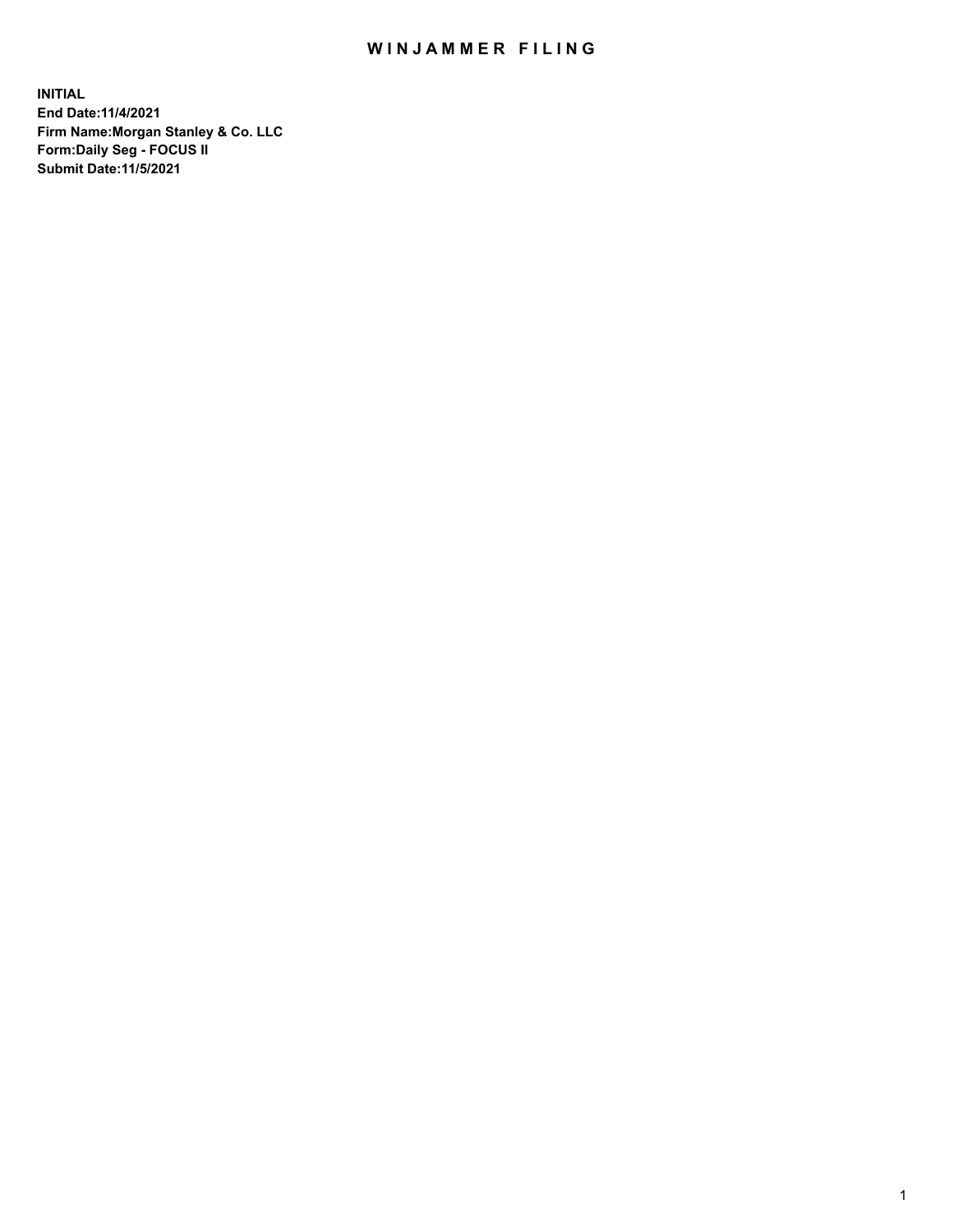# WINJAMMER FILING

**INITIAL**
**End Date:11/4/2021**
**Firm Name:Morgan Stanley & Co. LLC**
**Form:Daily Seg - FOCUS II**
**Submit Date:11/5/2021**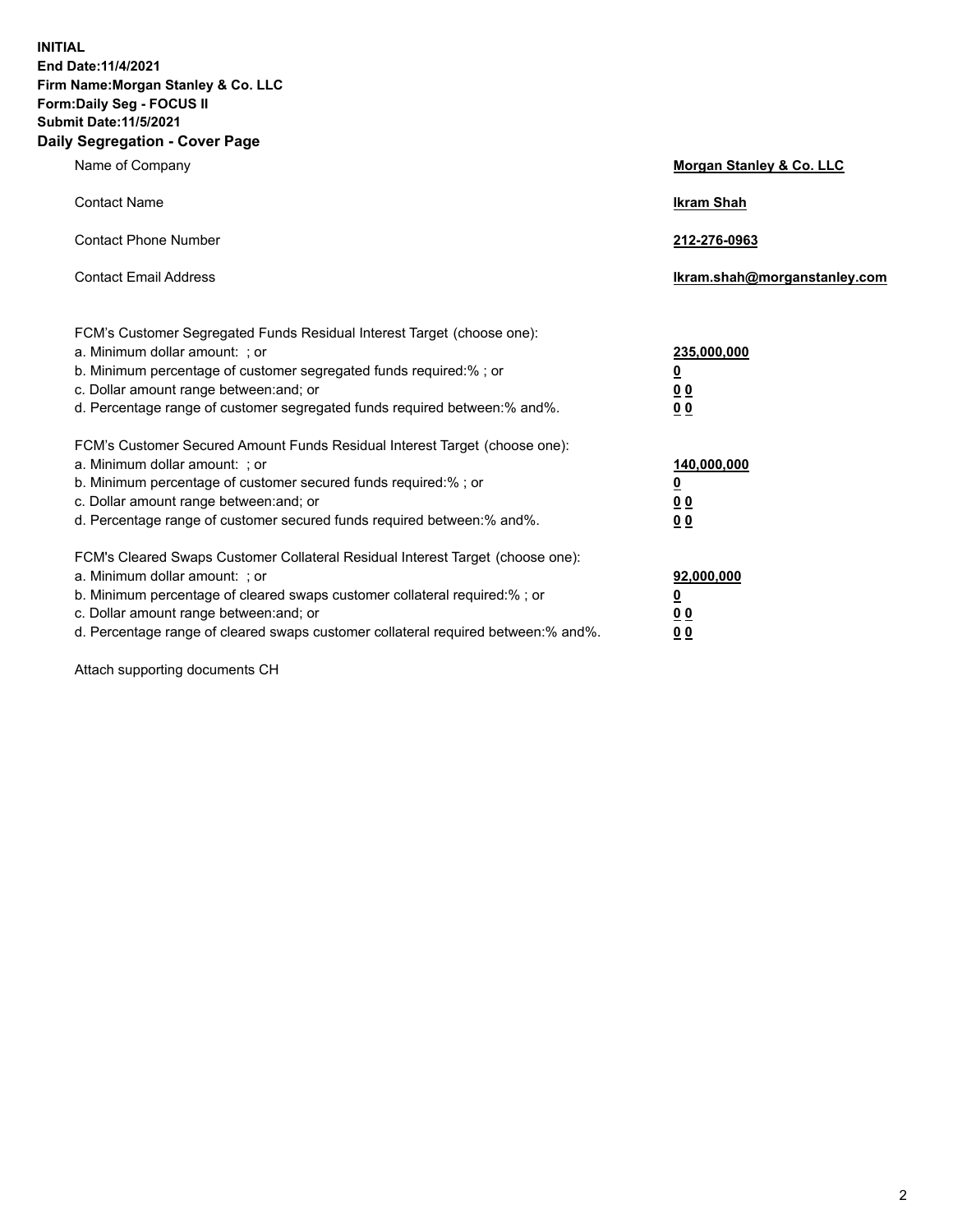**INITIAL**
**End Date:11/4/2021**
**Firm Name:Morgan Stanley & Co. LLC**
**Form:Daily Seg - FOCUS II**
**Submit Date:11/5/2021**

## Daily Segregation - Cover Page

| | |
|---|---|
| Name of Company | **Morgan Stanley & Co. LLC** |
| Contact Name | **Ikram Shah** |
| Contact Phone Number | **212-276-0963** |
| Contact Email Address | **Ikram.shah@morganstanley.com** |

| | |
|---|---|
| FCM's Customer Segregated Funds Residual Interest Target (choose one): | |
| a. Minimum dollar amount: ; or | **235,000,000** |
| b. Minimum percentage of customer segregated funds required:% ; or | **0** |
| c. Dollar amount range between:and; or | **0 0** |
| d. Percentage range of customer segregated funds required between:% and%. | **0 0** |
| FCM's Customer Secured Amount Funds Residual Interest Target (choose one): | |
| a. Minimum dollar amount: ; or | **140,000,000** |
| b. Minimum percentage of customer secured funds required:% ; or | **0** |
| c. Dollar amount range between:and; or | **0 0** |
| d. Percentage range of customer secured funds required between:% and%. | **0 0** |
| FCM's Cleared Swaps Customer Collateral Residual Interest Target (choose one): | |
| a. Minimum dollar amount: ; or | **92,000,000** |
| b. Minimum percentage of cleared swaps customer collateral required:% ; or | **0** |
| c. Dollar amount range between:and; or | **0 0** |
| d. Percentage range of cleared swaps customer collateral required between:% and%. | **0 0** |

Attach supporting documents CH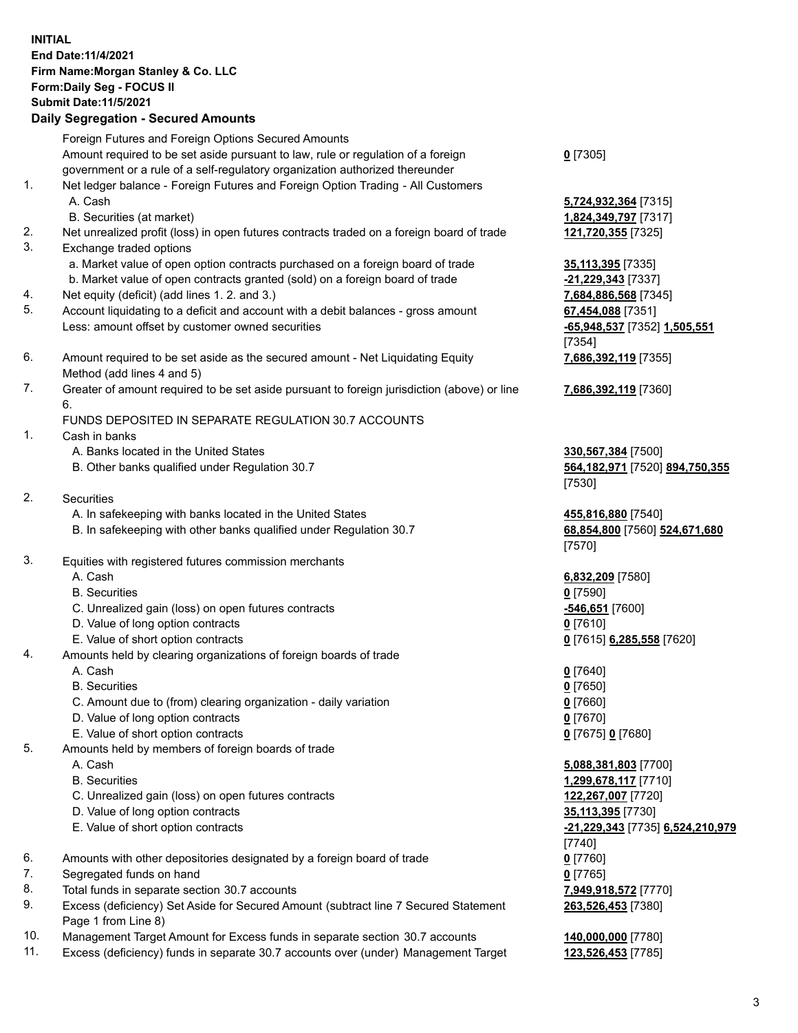**INITIAL**
**End Date:11/4/2021**
**Firm Name:Morgan Stanley & Co. LLC**
**Form:Daily Seg - FOCUS II**
**Submit Date:11/5/2021**

**Daily Segregation - Secured Amounts**

| | | |
|---|---|---|
| | Foreign Futures and Foreign Options Secured Amounts | |
| | Amount required to be set aside pursuant to law, rule or regulation of a foreign government or a rule of a self-regulatory organization authorized thereunder | **0** [7305] |
| 1. | Net ledger balance - Foreign Futures and Foreign Option Trading - All Customers | |
| | A. Cash | **5,724,932,364** [7315] |
| | B. Securities (at market) | **1,824,349,797** [7317] |
| 2. | Net unrealized profit (loss) in open futures contracts traded on a foreign board of trade | **121,720,355** [7325] |
| 3. | Exchange traded options | |
| | a. Market value of open option contracts purchased on a foreign board of trade | **35,113,395** [7335] |
| | b. Market value of open contracts granted (sold) on a foreign board of trade | **-21,229,343** [7337] |
| 4. | Net equity (deficit) (add lines 1. 2. and 3.) | **7,684,886,568** [7345] |
| 5. | Account liquidating to a deficit and account with a debit balances - gross amount | **67,454,088** [7351] |
| | Less: amount offset by customer owned securities | **-65,948,537** [7352] **1,505,551** [7354] |
| 6. | Amount required to be set aside as the secured amount - Net Liquidating Equity Method (add lines 4 and 5) | **7,686,392,119** [7355] |
| 7. | Greater of amount required to be set aside pursuant to foreign jurisdiction (above) or line 6. | **7,686,392,119** [7360] |
| | FUNDS DEPOSITED IN SEPARATE REGULATION 30.7 ACCOUNTS | |
| 1. | Cash in banks | |
| | A. Banks located in the United States | **330,567,384** [7500] |
| | B. Other banks qualified under Regulation 30.7 | **564,182,971** [7520] **894,750,355** [7530] |
| 2. | Securities | |
| | A. In safekeeping with banks located in the United States | **455,816,880** [7540] |
| | B. In safekeeping with other banks qualified under Regulation 30.7 | **68,854,800** [7560] **524,671,680** [7570] |
| 3. | Equities with registered futures commission merchants | |
| | A. Cash | **6,832,209** [7580] |
| | B. Securities | **0** [7590] |
| | C. Unrealized gain (loss) on open futures contracts | **-546,651** [7600] |
| | D. Value of long option contracts | **0** [7610] |
| | E. Value of short option contracts | **0** [7615] **6,285,558** [7620] |
| 4. | Amounts held by clearing organizations of foreign boards of trade | |
| | A. Cash | **0** [7640] |
| | B. Securities | **0** [7650] |
| | C. Amount due to (from) clearing organization - daily variation | **0** [7660] |
| | D. Value of long option contracts | **0** [7670] |
| | E. Value of short option contracts | **0** [7675] **0** [7680] |
| 5. | Amounts held by members of foreign boards of trade | |
| | A. Cash | **5,088,381,803** [7700] |
| | B. Securities | **1,299,678,117** [7710] |
| | C. Unrealized gain (loss) on open futures contracts | **122,267,007** [7720] |
| | D. Value of long option contracts | **35,113,395** [7730] |
| | E. Value of short option contracts | **-21,229,343** [7735] **6,524,210,979** [7740] |
| 6. | Amounts with other depositories designated by a foreign board of trade | **0** [7760] |
| 7. | Segregated funds on hand | **0** [7765] |
| 8. | Total funds in separate section 30.7 accounts | **7,949,918,572** [7770] |
| 9. | Excess (deficiency) Set Aside for Secured Amount (subtract line 7 Secured Statement Page 1 from Line 8) | **263,526,453** [7380] |
| 10. | Management Target Amount for Excess funds in separate section 30.7 accounts | **140,000,000** [7780] |
| 11. | Excess (deficiency) funds in separate 30.7 accounts over (under) Management Target | **123,526,453** [7785] |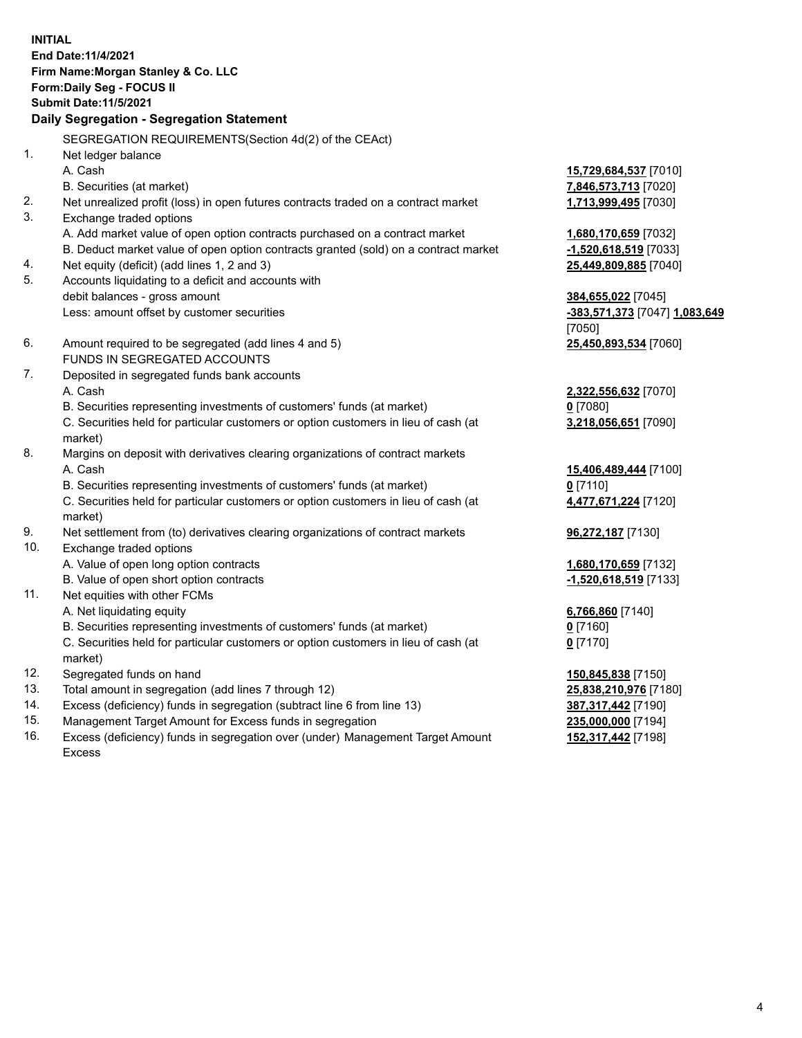**INITIAL**
**End Date:11/4/2021**
**Firm Name:Morgan Stanley & Co. LLC**
**Form:Daily Seg - FOCUS II**
**Submit Date:11/5/2021**

### Daily Segregation - Segregation Statement

SEGREGATION REQUIREMENTS(Section 4d(2) of the CEAct)

| | | |
|---|---|---|
| 1. | Net ledger balance | |
| | A. Cash | **15,729,684,537** [7010] |
| | B. Securities (at market) | **7,846,573,713** [7020] |
| 2. | Net unrealized profit (loss) in open futures contracts traded on a contract market | **1,713,999,495** [7030] |
| 3. | Exchange traded options | |
| | A. Add market value of open option contracts purchased on a contract market | **1,680,170,659** [7032] |
| | B. Deduct market value of open option contracts granted (sold) on a contract market | **-1,520,618,519** [7033] |
| 4. | Net equity (deficit) (add lines 1, 2 and 3) | **25,449,809,885** [7040] |
| 5. | Accounts liquidating to a deficit and accounts with debit balances - gross amount | **384,655,022** [7045] |
| | Less: amount offset by customer securities | **-383,571,373** [7047] **1,083,649** [7050] |
| 6. | Amount required to be segregated (add lines 4 and 5) | **25,450,893,534** [7060] |
| | FUNDS IN SEGREGATED ACCOUNTS | |
| 7. | Deposited in segregated funds bank accounts | |
| | A. Cash | **2,322,556,632** [7070] |
| | B. Securities representing investments of customers' funds (at market) | **0** [7080] |
| | C. Securities held for particular customers or option customers in lieu of cash (at market) | **3,218,056,651** [7090] |
| 8. | Margins on deposit with derivatives clearing organizations of contract markets | |
| | A. Cash | **15,406,489,444** [7100] |
| | B. Securities representing investments of customers' funds (at market) | **0** [7110] |
| | C. Securities held for particular customers or option customers in lieu of cash (at market) | **4,477,671,224** [7120] |
| 9. | Net settlement from (to) derivatives clearing organizations of contract markets | **96,272,187** [7130] |
| 10. | Exchange traded options | |
| | A. Value of open long option contracts | **1,680,170,659** [7132] |
| | B. Value of open short option contracts | **-1,520,618,519** [7133] |
| 11. | Net equities with other FCMs | |
| | A. Net liquidating equity | **6,766,860** [7140] |
| | B. Securities representing investments of customers' funds (at market) | **0** [7160] |
| | C. Securities held for particular customers or option customers in lieu of cash (at market) | **0** [7170] |
| 12. | Segregated funds on hand | **150,845,838** [7150] |
| 13. | Total amount in segregation (add lines 7 through 12) | **25,838,210,976** [7180] |
| 14. | Excess (deficiency) funds in segregation (subtract line 6 from line 13) | **387,317,442** [7190] |
| 15. | Management Target Amount for Excess funds in segregation | **235,000,000** [7194] |
| 16. | Excess (deficiency) funds in segregation over (under) Management Target Amount Excess | **152,317,442** [7198] |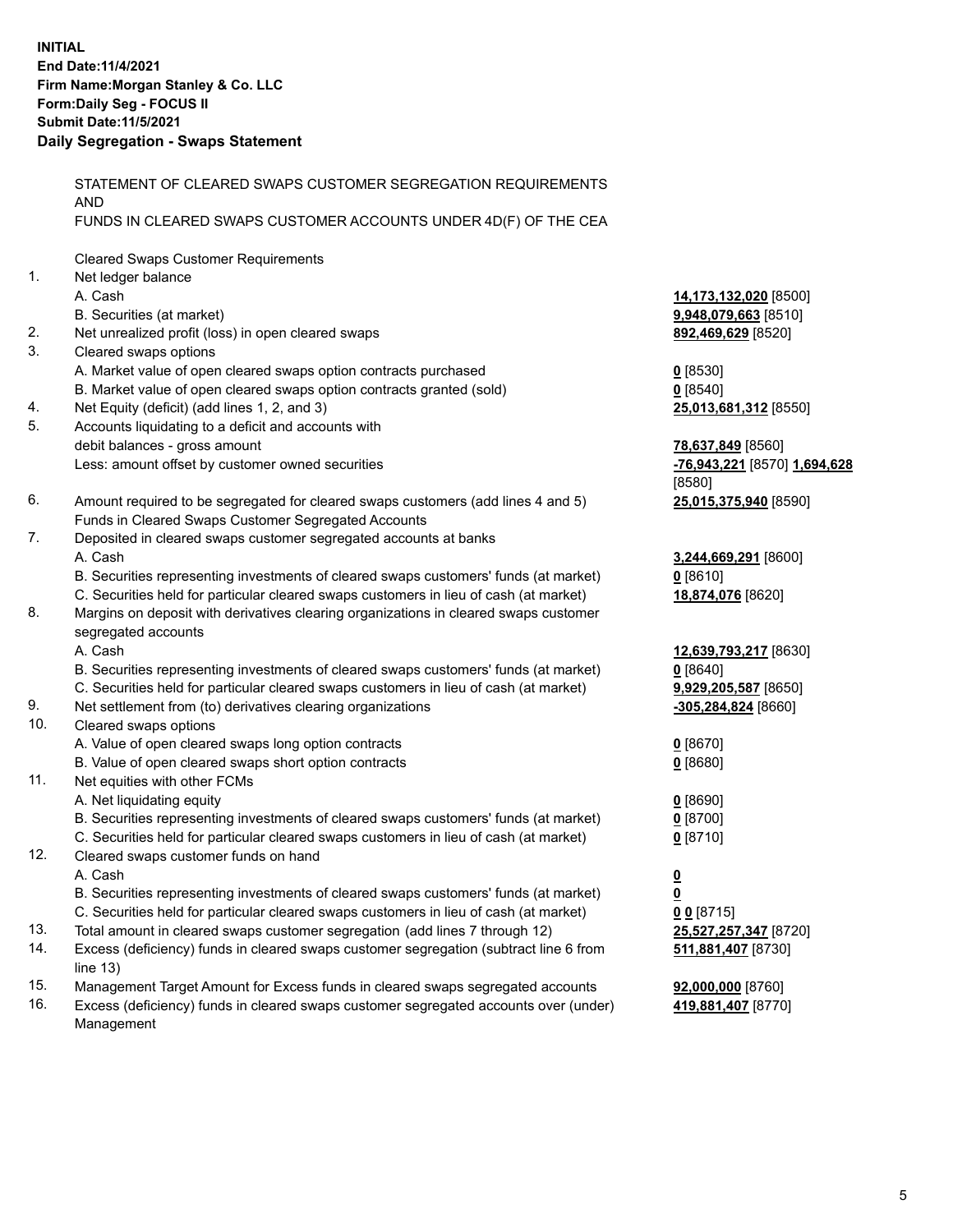**INITIAL**
**End Date:11/4/2021**
**Firm Name:Morgan Stanley & Co. LLC**
**Form:Daily Seg - FOCUS II**
**Submit Date:11/5/2021**
**Daily Segregation - Swaps Statement**

STATEMENT OF CLEARED SWAPS CUSTOMER SEGREGATION REQUIREMENTS AND
FUNDS IN CLEARED SWAPS CUSTOMER ACCOUNTS UNDER 4D(F) OF THE CEA

| | | |
|---|---|---|
| | Cleared Swaps Customer Requirements | |
| 1. | Net ledger balance | |
| | A. Cash | **14,173,132,020** [8500] |
| | B. Securities (at market) | **9,948,079,663** [8510] |
| 2. | Net unrealized profit (loss) in open cleared swaps | **892,469,629** [8520] |
| 3. | Cleared swaps options | |
| | A. Market value of open cleared swaps option contracts purchased | **0** [8530] |
| | B. Market value of open cleared swaps option contracts granted (sold) | **0** [8540] |
| 4. | Net Equity (deficit) (add lines 1, 2, and 3) | **25,013,681,312** [8550] |
| 5. | Accounts liquidating to a deficit and accounts with debit balances - gross amount | **78,637,849** [8560] |
| | Less: amount offset by customer owned securities | **-76,943,221** [8570] **1,694,628** [8580] |
| 6. | Amount required to be segregated for cleared swaps customers (add lines 4 and 5) | **25,015,375,940** [8590] |
| | Funds in Cleared Swaps Customer Segregated Accounts | |
| 7. | Deposited in cleared swaps customer segregated accounts at banks | |
| | A. Cash | **3,244,669,291** [8600] |
| | B. Securities representing investments of cleared swaps customers' funds (at market) | **0** [8610] |
| | C. Securities held for particular cleared swaps customers in lieu of cash (at market) | **18,874,076** [8620] |
| 8. | Margins on deposit with derivatives clearing organizations in cleared swaps customer segregated accounts | |
| | A. Cash | **12,639,793,217** [8630] |
| | B. Securities representing investments of cleared swaps customers' funds (at market) | **0** [8640] |
| | C. Securities held for particular cleared swaps customers in lieu of cash (at market) | **9,929,205,587** [8650] |
| 9. | Net settlement from (to) derivatives clearing organizations | **-305,284,824** [8660] |
| 10. | Cleared swaps options | |
| | A. Value of open cleared swaps long option contracts | **0** [8670] |
| | B. Value of open cleared swaps short option contracts | **0** [8680] |
| 11. | Net equities with other FCMs | |
| | A. Net liquidating equity | **0** [8690] |
| | B. Securities representing investments of cleared swaps customers' funds (at market) | **0** [8700] |
| | C. Securities held for particular cleared swaps customers in lieu of cash (at market) | **0** [8710] |
| 12. | Cleared swaps customer funds on hand | |
| | A. Cash | **0** |
| | B. Securities representing investments of cleared swaps customers' funds (at market) | **0** |
| | C. Securities held for particular cleared swaps customers in lieu of cash (at market) | **0** **0** [8715] |
| 13. | Total amount in cleared swaps customer segregation (add lines 7 through 12) | **25,527,257,347** [8720] |
| 14. | Excess (deficiency) funds in cleared swaps customer segregation (subtract line 6 from line 13) | **511,881,407** [8730] |
| 15. | Management Target Amount for Excess funds in cleared swaps segregated accounts | **92,000,000** [8760] |
| 16. | Excess (deficiency) funds in cleared swaps customer segregated accounts over (under) Management | **419,881,407** [8770] |